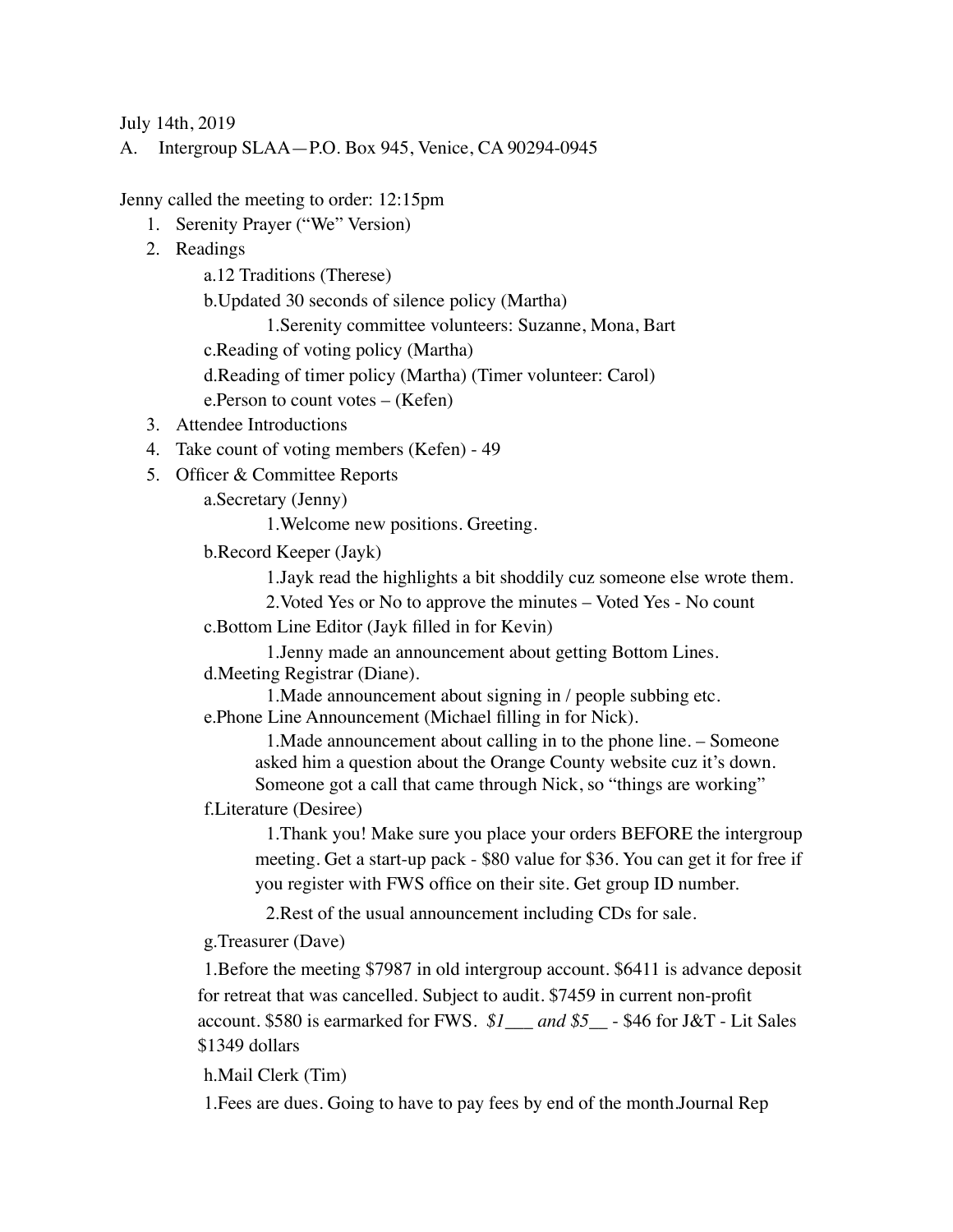July 14th, 2019

A. Intergroup SLAA—P.O. Box 945, Venice, CA 90294-0945

Jenny called the meeting to order: 12:15pm

1. Serenity Prayer ("We" Version)
2. Readings
    - a. 12 Traditions (Therese)
    - b. Updated 30 seconds of silence policy (Martha)
        1. Serenity committee volunteers: Suzanne, Mona, Bart
    - c. Reading of voting policy (Martha)
    - d. Reading of timer policy (Martha) (Timer volunteer: Carol)
    - e. Person to count votes – (Kefen)
3. Attendee Introductions
4. Take count of voting members (Kefen) - 49
5. Officer & Committee Reports
    - a. Secretary (Jenny)
        1. Welcome new positions. Greeting.
    - b. Record Keeper (Jayk)
        1. Jayk read the highlights a bit shoddily cuz someone else wrote them.
        2. Voted Yes or No to approve the minutes – Voted Yes - No count
    - c. Bottom Line Editor (Jayk filled in for Kevin)
        1. Jenny made an announcement about getting Bottom Lines.
    - d. Meeting Registrar (Diane).
        1. Made announcement about signing in / people subbing etc.
    - e. Phone Line Announcement (Michael filling in for Nick).
        1. Made announcement about calling in to the phone line. – Someone asked him a question about the Orange County website cuz it's down. Someone got a call that came through Nick, so "things are working"
    - f. Literature (Desiree)
        1. Thank you! Make sure you place your orders BEFORE the intergroup meeting. Get a start-up pack - $80 value for $36. You can get it for free if you register with FWS office on their site. Get group ID number.
        2. Rest of the usual announcement including CDs for sale.
    - g. Treasurer (Dave)
        1. Before the meeting $7987 in old intergroup account. $6411 is advance deposit for retreat that was cancelled. Subject to audit. $7459 in current non-profit account. $580 is earmarked for FWS. *$1___ and $5__* - $46 for J&T - Lit Sales $1349 dollars
    - h. Mail Clerk (Tim)
        1. Fees are dues. Going to have to pay fees by end of the month.Journal Rep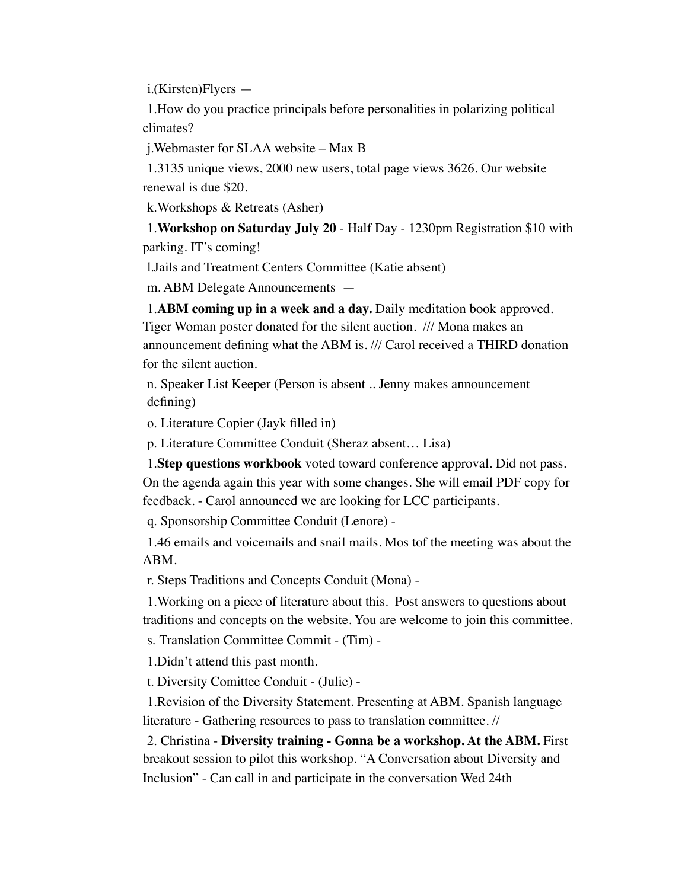i.(Kirsten)Flyers —

1.How do you practice principals before personalities in polarizing political climates?

j.Webmaster for SLAA website – Max B

1.3135 unique views, 2000 new users, total page views 3626. Our website renewal is due $20.

k.Workshops & Retreats (Asher)

1.**Workshop on Saturday July 20** - Half Day - 1230pm Registration $10 with parking. IT's coming!

l.Jails and Treatment Centers Committee (Katie absent)

m. ABM Delegate Announcements —

1.**ABM coming up in a week and a day.** Daily meditation book approved. Tiger Woman poster donated for the silent auction. /// Mona makes an announcement defining what the ABM is. /// Carol received a THIRD donation for the silent auction.

n. Speaker List Keeper (Person is absent .. Jenny makes announcement defining)

o. Literature Copier (Jayk filled in)

p. Literature Committee Conduit (Sheraz absent… Lisa)

1.**Step questions workbook** voted toward conference approval. Did not pass. On the agenda again this year with some changes. She will email PDF copy for feedback. - Carol announced we are looking for LCC participants.

q. Sponsorship Committee Conduit (Lenore) -

1.46 emails and voicemails and snail mails. Mos tof the meeting was about the ABM.

r. Steps Traditions and Concepts Conduit (Mona) -

1.Working on a piece of literature about this. Post answers to questions about traditions and concepts on the website. You are welcome to join this committee.

s. Translation Committee Commit - (Tim) -

1.Didn't attend this past month.

t. Diversity Comittee Conduit - (Julie) -

1.Revision of the Diversity Statement. Presenting at ABM. Spanish language literature - Gathering resources to pass to translation committee. //

2. Christina - **Diversity training - Gonna be a workshop. At the ABM.** First breakout session to pilot this workshop. "A Conversation about Diversity and Inclusion" - Can call in and participate in the conversation Wed 24th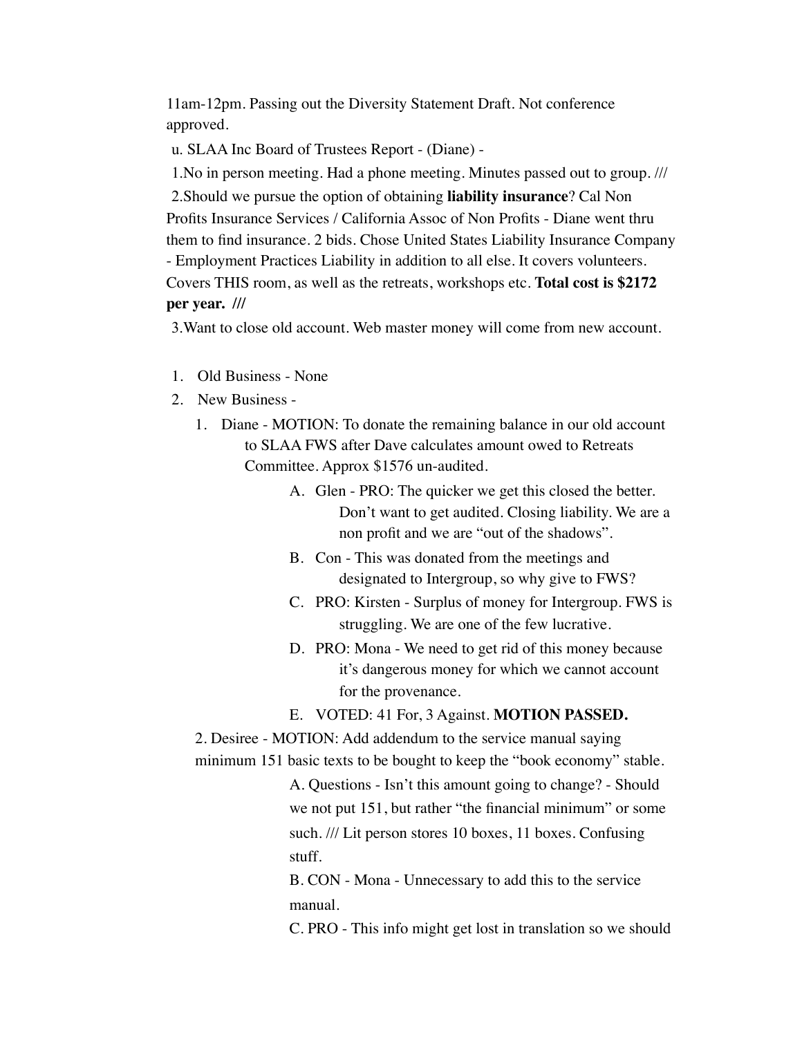11am-12pm. Passing out the Diversity Statement Draft. Not conference approved.

u. SLAA Inc Board of Trustees Report - (Diane) -

1.No in person meeting. Had a phone meeting. Minutes passed out to group. ///

2.Should we pursue the option of obtaining **liability insurance**? Cal Non Profits Insurance Services / California Assoc of Non Profits - Diane went thru them to find insurance. 2 bids. Chose United States Liability Insurance Company - Employment Practices Liability in addition to all else. It covers volunteers. Covers THIS room, as well as the retreats, workshops etc. **Total cost is $2172 per year. ///**

3.Want to close old account. Web master money will come from new account.

1. Old Business - None
2. New Business -
   1. Diane - MOTION: To donate the remaining balance in our old account to SLAA FWS after Dave calculates amount owed to Retreats Committee. Approx $1576 un-audited.
      - A. Glen - PRO: The quicker we get this closed the better. Don't want to get audited. Closing liability. We are a non profit and we are "out of the shadows".
      - B. Con - This was donated from the meetings and designated to Intergroup, so why give to FWS?
      - C. PRO: Kirsten - Surplus of money for Intergroup. FWS is struggling. We are one of the few lucrative.
      - D. PRO: Mona - We need to get rid of this money because it's dangerous money for which we cannot account for the provenance.
      - E. VOTED: 41 For, 3 Against. **MOTION PASSED.**

   2. Desiree - MOTION: Add addendum to the service manual saying minimum 151 basic texts to be bought to keep the "book economy" stable.
      - A. Questions - Isn't this amount going to change? - Should we not put 151, but rather "the financial minimum" or some such. /// Lit person stores 10 boxes, 11 boxes. Confusing stuff.
      - B. CON - Mona - Unnecessary to add this to the service manual.
      - C. PRO - This info might get lost in translation so we should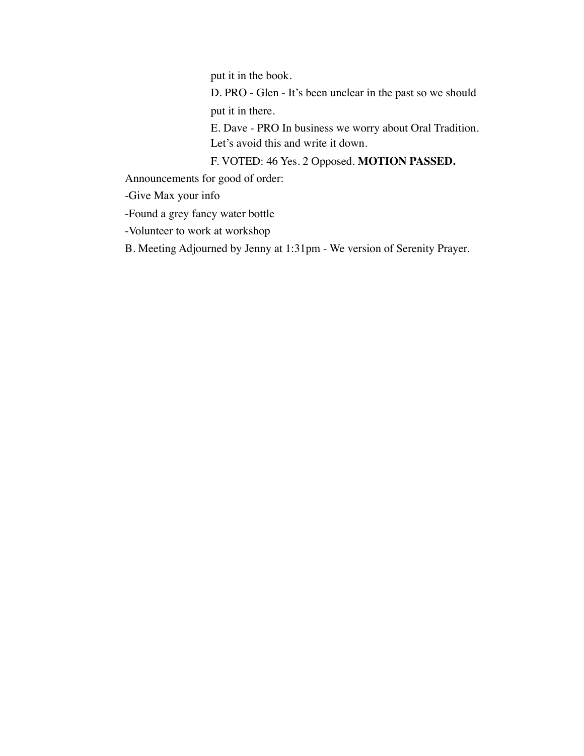put it in the book.

D. PRO - Glen - It's been unclear in the past so we should put it in there.

E. Dave - PRO In business we worry about Oral Tradition. Let's avoid this and write it down.

F. VOTED: 46 Yes. 2 Opposed. **MOTION PASSED.**

Announcements for good of order:

-Give Max your info

-Found a grey fancy water bottle

-Volunteer to work at workshop

B. Meeting Adjourned by Jenny at 1:31pm - We version of Serenity Prayer.